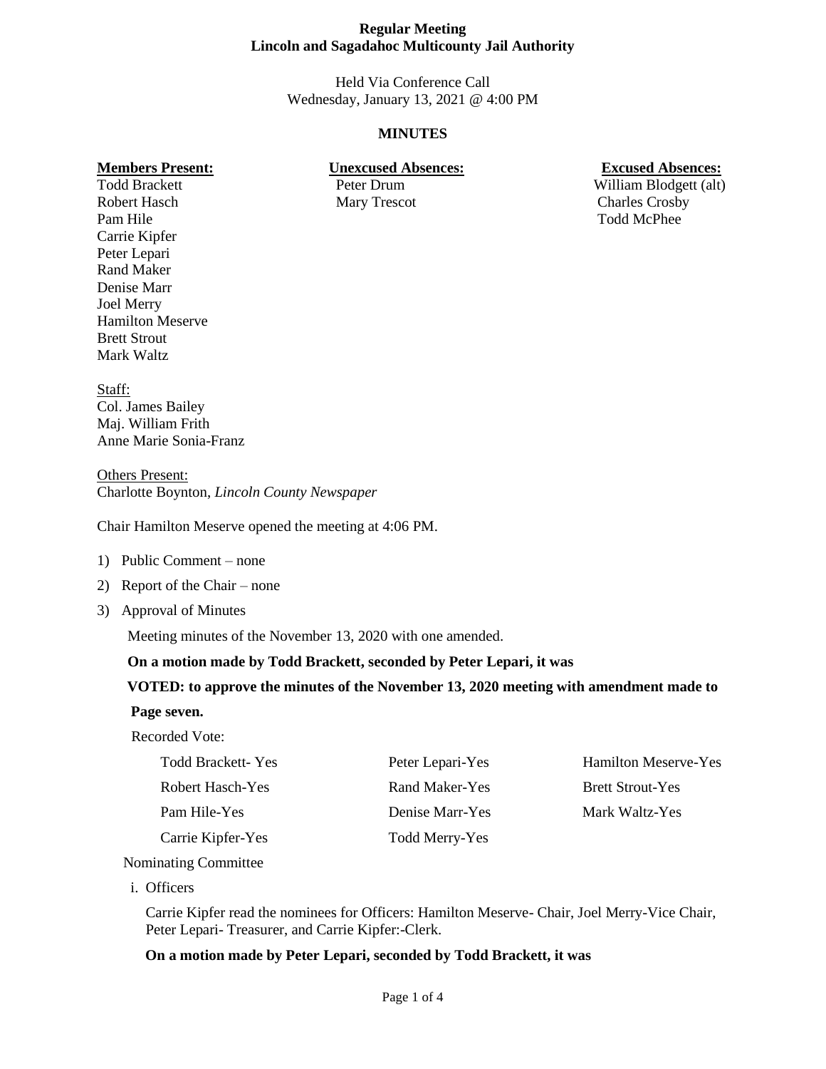**Regular Meeting**
**Lincoln and Sagadahoc Multicounty Jail Authority**

Held Via Conference Call
Wednesday, January 13, 2021 @ 4:00 PM

**MINUTES**

| **Members Present:** | **Unexcused Absences:** | **Excused Absences:** |
|---|---|---|
| Todd Brackett | Peter Drum | William Blodgett (alt) |
| Robert Hasch | Mary Trescot | Charles Crosby |
| Pam Hile | | Todd McPhee |
| Carrie Kipfer | | |
| Peter Lepari | | |
| Rand Maker | | |
| Denise Marr | | |
| Joel Merry | | |
| Hamilton Meserve | | |
| Brett Strout | | |
| Mark Waltz | | |

Staff:
Col. James Bailey
Maj. William Frith
Anne Marie Sonia-Franz

Others Present:
Charlotte Boynton, *Lincoln County Newspaper*

Chair Hamilton Meserve opened the meeting at 4:06 PM.

1) Public Comment – none
2) Report of the Chair – none
3) Approval of Minutes

Meeting minutes of the November 13, 2020 with one amended.

**On a motion made by Todd Brackett, seconded by Peter Lepari, it was**

**VOTED: to approve the minutes of the November 13, 2020 meeting with amendment made to Page seven.**

Recorded Vote:

| | | |
|---|---|---|
| Todd Brackett- Yes | Peter Lepari-Yes | Hamilton Meserve-Yes |
| Robert Hasch-Yes | Rand Maker-Yes | Brett Strout-Yes |
| Pam Hile-Yes | Denise Marr-Yes | Mark Waltz-Yes |
| Carrie Kipfer-Yes | Todd Merry-Yes | |

Nominating Committee

i. Officers

Carrie Kipfer read the nominees for Officers: Hamilton Meserve- Chair, Joel Merry-Vice Chair, Peter Lepari- Treasurer, and Carrie Kipfer:-Clerk.

**On a motion made by Peter Lepari, seconded by Todd Brackett, it was**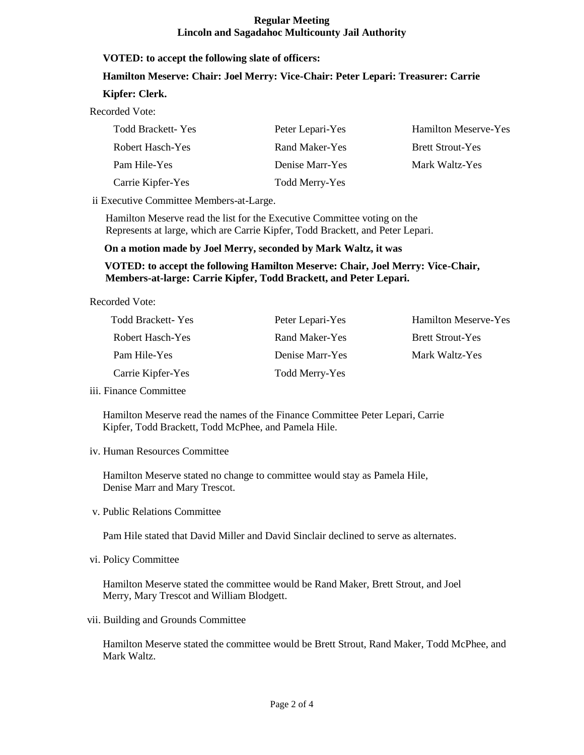**VOTED: to accept the following slate of officers:**

**Hamilton Meserve: Chair: Joel Merry: Vice-Chair: Peter Lepari: Treasurer: Carrie Kipfer: Clerk.**

Recorded Vote:

| | | |
|---|---|---|
| Todd Brackett- Yes | Peter Lepari-Yes | Hamilton Meserve-Yes |
| Robert Hasch-Yes | Rand Maker-Yes | Brett Strout-Yes |
| Pam Hile-Yes | Denise Marr-Yes | Mark Waltz-Yes |
| Carrie Kipfer-Yes | Todd Merry-Yes | |

ii Executive Committee Members-at-Large.

Hamilton Meserve read the list for the Executive Committee voting on the Represents at large, which are Carrie Kipfer, Todd Brackett, and Peter Lepari.

**On a motion made by Joel Merry, seconded by Mark Waltz, it was**

**VOTED: to accept the following Hamilton Meserve: Chair, Joel Merry: Vice-Chair, Members-at-large: Carrie Kipfer, Todd Brackett, and Peter Lepari.**

Recorded Vote:

| | | |
|---|---|---|
| Todd Brackett- Yes | Peter Lepari-Yes | Hamilton Meserve-Yes |
| Robert Hasch-Yes | Rand Maker-Yes | Brett Strout-Yes |
| Pam Hile-Yes | Denise Marr-Yes | Mark Waltz-Yes |
| Carrie Kipfer-Yes | Todd Merry-Yes | |

iii. Finance Committee

Hamilton Meserve read the names of the Finance Committee Peter Lepari, Carrie Kipfer, Todd Brackett, Todd McPhee, and Pamela Hile.

iv. Human Resources Committee

Hamilton Meserve stated no change to committee would stay as Pamela Hile, Denise Marr and Mary Trescot.

v. Public Relations Committee

Pam Hile stated that David Miller and David Sinclair declined to serve as alternates.

vi. Policy Committee

Hamilton Meserve stated the committee would be Rand Maker, Brett Strout, and Joel Merry, Mary Trescot and William Blodgett.

vii. Building and Grounds Committee

Hamilton Meserve stated the committee would be Brett Strout, Rand Maker, Todd McPhee, and Mark Waltz.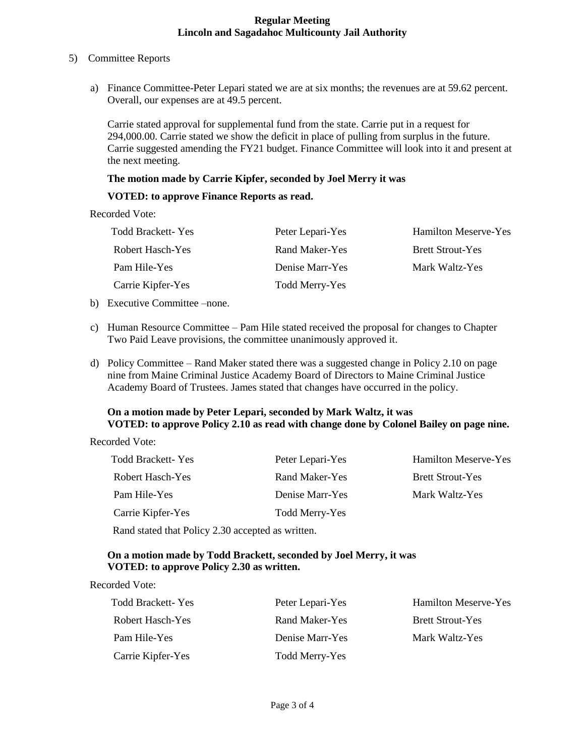5) Committee Reports

a) Finance Committee-Peter Lepari stated we are at six months; the revenues are at 59.62 percent. Overall, our expenses are at 49.5 percent.

   Carrie stated approval for supplemental fund from the state. Carrie put in a request for 294,000.00. Carrie stated we show the deficit in place of pulling from surplus in the future. Carrie suggested amending the FY21 budget. Finance Committee will look into it and present at the next meeting.

   **The motion made by Carrie Kipfer, seconded by Joel Merry it was**

   **VOTED: to approve Finance Reports as read.**

Recorded Vote:

| | | |
|---|---|---|
| Todd Brackett- Yes | Peter Lepari-Yes | Hamilton Meserve-Yes |
| Robert Hasch-Yes | Rand Maker-Yes | Brett Strout-Yes |
| Pam Hile-Yes | Denise Marr-Yes | Mark Waltz-Yes |
| Carrie Kipfer-Yes | Todd Merry-Yes | |

b) Executive Committee –none.

c) Human Resource Committee – Pam Hile stated received the proposal for changes to Chapter Two Paid Leave provisions, the committee unanimously approved it.

d) Policy Committee – Rand Maker stated there was a suggested change in Policy 2.10 on page nine from Maine Criminal Justice Academy Board of Directors to Maine Criminal Justice Academy Board of Trustees. James stated that changes have occurred in the policy.

   **On a motion made by Peter Lepari, seconded by Mark Waltz, it was**
   **VOTED: to approve Policy 2.10 as read with change done by Colonel Bailey on page nine.**

Recorded Vote:

| | | |
|---|---|---|
| Todd Brackett- Yes | Peter Lepari-Yes | Hamilton Meserve-Yes |
| Robert Hasch-Yes | Rand Maker-Yes | Brett Strout-Yes |
| Pam Hile-Yes | Denise Marr-Yes | Mark Waltz-Yes |
| Carrie Kipfer-Yes | Todd Merry-Yes | |

Rand stated that Policy 2.30 accepted as written.

   **On a motion made by Todd Brackett, seconded by Joel Merry, it was**
   **VOTED: to approve Policy 2.30 as written.**

Recorded Vote:

| | | |
|---|---|---|
| Todd Brackett- Yes | Peter Lepari-Yes | Hamilton Meserve-Yes |
| Robert Hasch-Yes | Rand Maker-Yes | Brett Strout-Yes |
| Pam Hile-Yes | Denise Marr-Yes | Mark Waltz-Yes |
| Carrie Kipfer-Yes | Todd Merry-Yes | |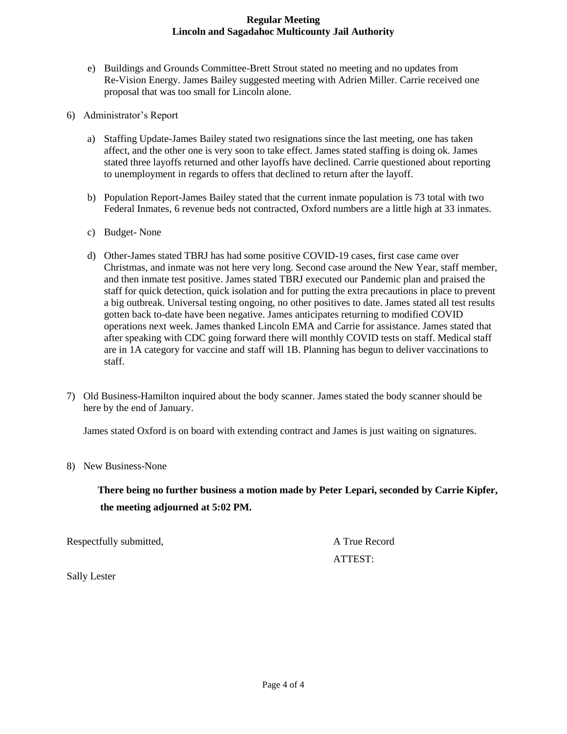e) Buildings and Grounds Committee-Brett Strout stated no meeting and no updates from Re-Vision Energy. James Bailey suggested meeting with Adrien Miller. Carrie received one proposal that was too small for Lincoln alone.

6) Administrator's Report

a) Staffing Update-James Bailey stated two resignations since the last meeting, one has taken affect, and the other one is very soon to take effect. James stated staffing is doing ok. James stated three layoffs returned and other layoffs have declined. Carrie questioned about reporting to unemployment in regards to offers that declined to return after the layoff.

b) Population Report-James Bailey stated that the current inmate population is 73 total with two Federal Inmates, 6 revenue beds not contracted, Oxford numbers are a little high at 33 inmates.

c) Budget- None

d) Other-James stated TBRJ has had some positive COVID-19 cases, first case came over Christmas, and inmate was not here very long. Second case around the New Year, staff member, and then inmate test positive. James stated TBRJ executed our Pandemic plan and praised the staff for quick detection, quick isolation and for putting the extra precautions in place to prevent a big outbreak. Universal testing ongoing, no other positives to date. James stated all test results gotten back to-date have been negative. James anticipates returning to modified COVID operations next week. James thanked Lincoln EMA and Carrie for assistance. James stated that after speaking with CDC going forward there will monthly COVID tests on staff. Medical staff are in 1A category for vaccine and staff will 1B. Planning has begun to deliver vaccinations to staff.

7) Old Business-Hamilton inquired about the body scanner. James stated the body scanner should be here by the end of January.

James stated Oxford is on board with extending contract and James is just waiting on signatures.

8) New Business-None

**There being no further business a motion made by Peter Lepari, seconded by Carrie Kipfer, the meeting adjourned at 5:02 PM.**

Respectfully submitted,

Sally Lester

A True Record

ATTEST: